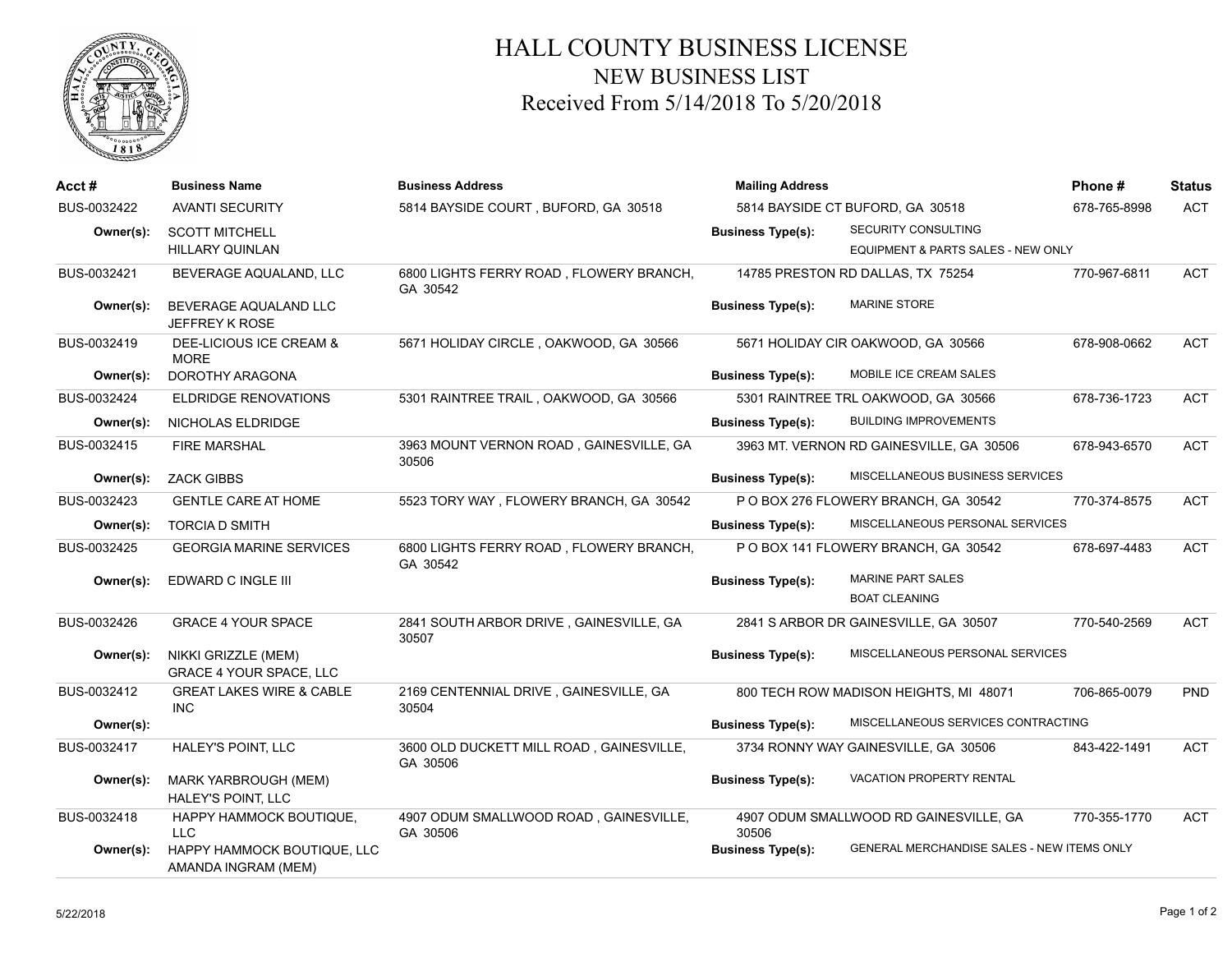# HALL COUNTY BUSINESS LICENSE
## NEW BUSINESS LIST
### Received From 5/14/2018 To 5/20/2018

| Acct # | Business Name | Business Address | Mailing Address | | Phone # | Status |
|---|---|---|---|---|---|---|
| BUS-0032422 | AVANTI SECURITY | 5814 BAYSIDE COURT , BUFORD, GA 30518 | 5814 BAYSIDE CT BUFORD, GA 30518 | | 678-765-8998 | ACT |
| Owner(s): | SCOTT MITCHELL<br>HILLARY QUINLAN | | Business Type(s): | SECURITY CONSULTING<br>EQUIPMENT & PARTS SALES - NEW ONLY | | |
| BUS-0032421 | BEVERAGE AQUALAND, LLC | 6800 LIGHTS FERRY ROAD , FLOWERY BRANCH, GA 30542 | 14785 PRESTON RD DALLAS, TX 75254 | | 770-967-6811 | ACT |
| Owner(s): | BEVERAGE AQUALAND LLC<br>JEFFREY K ROSE | | Business Type(s): | MARINE STORE | | |
| BUS-0032419 | DEE-LICIOUS ICE CREAM & MORE | 5671 HOLIDAY CIRCLE , OAKWOOD, GA 30566 | 5671 HOLIDAY CIR OAKWOOD, GA 30566 | | 678-908-0662 | ACT |
| Owner(s): | DOROTHY ARAGONA | | Business Type(s): | MOBILE ICE CREAM SALES | | |
| BUS-0032424 | ELDRIDGE RENOVATIONS | 5301 RAINTREE TRAIL , OAKWOOD, GA 30566 | 5301 RAINTREE TRL OAKWOOD, GA 30566 | | 678-736-1723 | ACT |
| Owner(s): | NICHOLAS ELDRIDGE | | Business Type(s): | BUILDING IMPROVEMENTS | | |
| BUS-0032415 | FIRE MARSHAL | 3963 MOUNT VERNON ROAD , GAINESVILLE, GA 30506 | 3963 MT. VERNON RD GAINESVILLE, GA 30506 | | 678-943-6570 | ACT |
| Owner(s): | ZACK GIBBS | | Business Type(s): | MISCELLANEOUS BUSINESS SERVICES | | |
| BUS-0032423 | GENTLE CARE AT HOME | 5523 TORY WAY , FLOWERY BRANCH, GA 30542 | P O BOX 276 FLOWERY BRANCH, GA 30542 | | 770-374-8575 | ACT |
| Owner(s): | TORCIA D SMITH | | Business Type(s): | MISCELLANEOUS PERSONAL SERVICES | | |
| BUS-0032425 | GEORGIA MARINE SERVICES | 6800 LIGHTS FERRY ROAD , FLOWERY BRANCH, GA 30542 | P O BOX 141 FLOWERY BRANCH, GA 30542 | | 678-697-4483 | ACT |
| Owner(s): | EDWARD C INGLE III | | Business Type(s): | MARINE PART SALES<br>BOAT CLEANING | | |
| BUS-0032426 | GRACE 4 YOUR SPACE | 2841 SOUTH ARBOR DRIVE , GAINESVILLE, GA 30507 | 2841 S ARBOR DR GAINESVILLE, GA 30507 | | 770-540-2569 | ACT |
| Owner(s): | NIKKI GRIZZLE (MEM)<br>GRACE 4 YOUR SPACE, LLC | | Business Type(s): | MISCELLANEOUS PERSONAL SERVICES | | |
| BUS-0032412 | GREAT LAKES WIRE & CABLE INC | 2169 CENTENNIAL DRIVE , GAINESVILLE, GA 30504 | 800 TECH ROW MADISON HEIGHTS, MI 48071 | | 706-865-0079 | PND |
| Owner(s): | | | Business Type(s): | MISCELLANEOUS SERVICES CONTRACTING | | |
| BUS-0032417 | HALEY'S POINT, LLC | 3600 OLD DUCKETT MILL ROAD , GAINESVILLE, GA 30506 | 3734 RONNY WAY GAINESVILLE, GA 30506 | | 843-422-1491 | ACT |
| Owner(s): | MARK YARBROUGH (MEM)<br>HALEY'S POINT, LLC | | Business Type(s): | VACATION PROPERTY RENTAL | | |
| BUS-0032418 | HAPPY HAMMOCK BOUTIQUE, LLC | 4907 ODUM SMALLWOOD ROAD , GAINESVILLE, GA 30506 | 4907 ODUM SMALLWOOD RD GAINESVILLE, GA 30506 | | 770-355-1770 | ACT |
| Owner(s): | HAPPY HAMMOCK BOUTIQUE, LLC<br>AMANDA INGRAM (MEM) | | Business Type(s): | GENERAL MERCHANDISE SALES - NEW ITEMS ONLY | | |

5/22/2018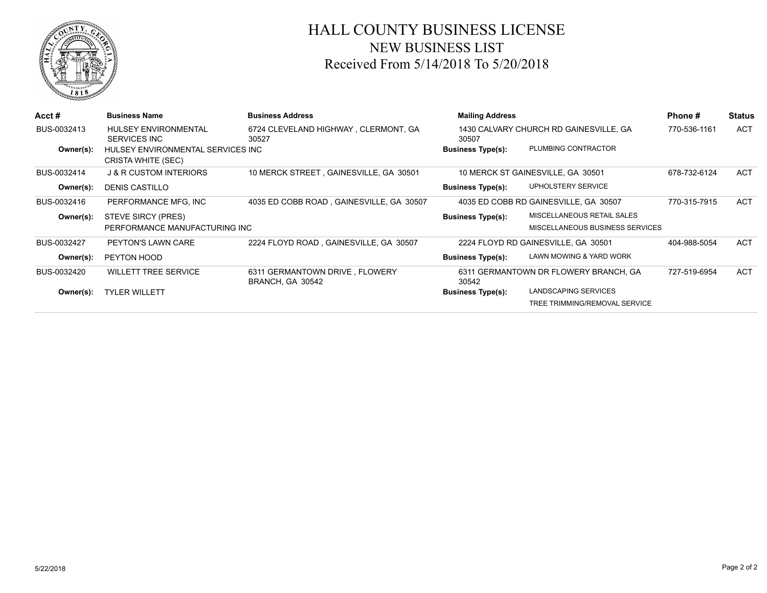# HALL COUNTY BUSINESS LICENSE
## NEW BUSINESS LIST
## Received From 5/14/2018 To 5/20/2018

| Acct # | Business Name | Business Address | Mailing Address | | Phone # | Status |
|---|---|---|---|---|---|---|
| BUS-0032413 | HULSEY ENVIRONMENTAL SERVICES INC | 6724 CLEVELAND HIGHWAY , CLERMONT, GA 30527 | 1430 CALVARY CHURCH RD GAINESVILLE, GA 30507 | | 770-536-1161 | ACT |
| **Owner(s):** | HULSEY ENVIRONMENTAL SERVICES INC<br>CRISTA WHITE (SEC) | | **Business Type(s):** | PLUMBING CONTRACTOR | | |
| BUS-0032414 | J & R CUSTOM INTERIORS | 10 MERCK STREET , GAINESVILLE, GA 30501 | 10 MERCK ST GAINESVILLE, GA 30501 | | 678-732-6124 | ACT |
| **Owner(s):** | DENIS CASTILLO | | **Business Type(s):** | UPHOLSTERY SERVICE | | |
| BUS-0032416 | PERFORMANCE MFG, INC | 4035 ED COBB ROAD , GAINESVILLE, GA 30507 | 4035 ED COBB RD GAINESVILLE, GA 30507 | | 770-315-7915 | ACT |
| **Owner(s):** | STEVE SIRCY (PRES)<br>PERFORMANCE MANUFACTURING INC | | **Business Type(s):** | MISCELLANEOUS RETAIL SALES<br>MISCELLANEOUS BUSINESS SERVICES | | |
| BUS-0032427 | PEYTON'S LAWN CARE | 2224 FLOYD ROAD , GAINESVILLE, GA 30507 | 2224 FLOYD RD GAINESVILLE, GA 30501 | | 404-988-5054 | ACT |
| **Owner(s):** | PEYTON HOOD | | **Business Type(s):** | LAWN MOWING & YARD WORK | | |
| BUS-0032420 | WILLETT TREE SERVICE | 6311 GERMANTOWN DRIVE , FLOWERY BRANCH, GA 30542 | 6311 GERMANTOWN DR FLOWERY BRANCH, GA 30542 | | 727-519-6954 | ACT |
| **Owner(s):** | TYLER WILLETT | | **Business Type(s):** | LANDSCAPING SERVICES<br>TREE TRIMMING/REMOVAL SERVICE | | |

5/22/2018